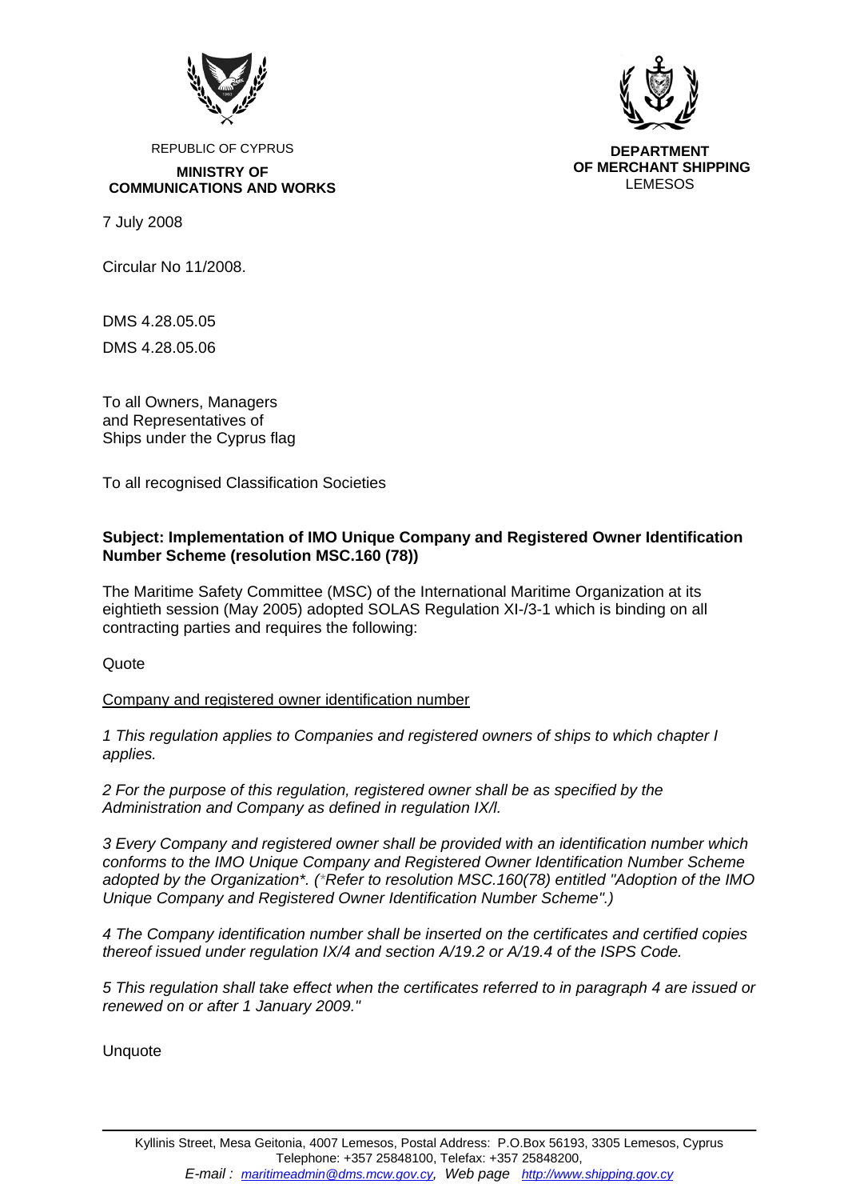REPUBLIC OF CYPRUS

**MINISTRY OF COMMUNICATIONS AND WORKS**

**DEPARTMENT OF MERCHANT SHIPPING**
LEMESOS

7 July 2008

Circular No 11/2008.

DMS 4.28.05.05

DMS 4.28.05.06

To all Owners, Managers
and Representatives of
Ships under the Cyprus flag

To all recognised Classification Societies

**Subject: Implementation of IMO Unique Company and Registered Owner Identification Number Scheme (resolution MSC.160 (78))**

The Maritime Safety Committee (MSC) of the International Maritime Organization at its eightieth session (May 2005) adopted SOLAS Regulation XI-/3-1 which is binding on all contracting parties and requires the following:

Quote

Company and registered owner identification number

*1 This regulation applies to Companies and registered owners of ships to which chapter I applies.*

*2 For the purpose of this regulation, registered owner shall be as specified by the Administration and Company as defined in regulation IX/l.*

*3 Every Company and registered owner shall be provided with an identification number which conforms to the IMO Unique Company and Registered Owner Identification Number Scheme adopted by the Organization\*. (\*Refer to resolution MSC.160(78) entitled "Adoption of the IMO Unique Company and Registered Owner Identification Number Scheme".)*

*4 The Company identification number shall be inserted on the certificates and certified copies thereof issued under regulation IX/4 and section A/19.2 or A/19.4 of the ISPS Code.*

*5 This regulation shall take effect when the certificates referred to in paragraph 4 are issued or renewed on or after 1 January 2009."*

Unquote

Kyllinis Street, Mesa Geitonia, 4007 Lemesos, Postal Address: P.O.Box 56193, 3305 Lemesos, Cyprus
Telephone: +357 25848100, Telefax: +357 25848200,
*E-mail : maritimeadmin@dms.mcw.gov.cy, Web page http://www.shipping.gov.cy*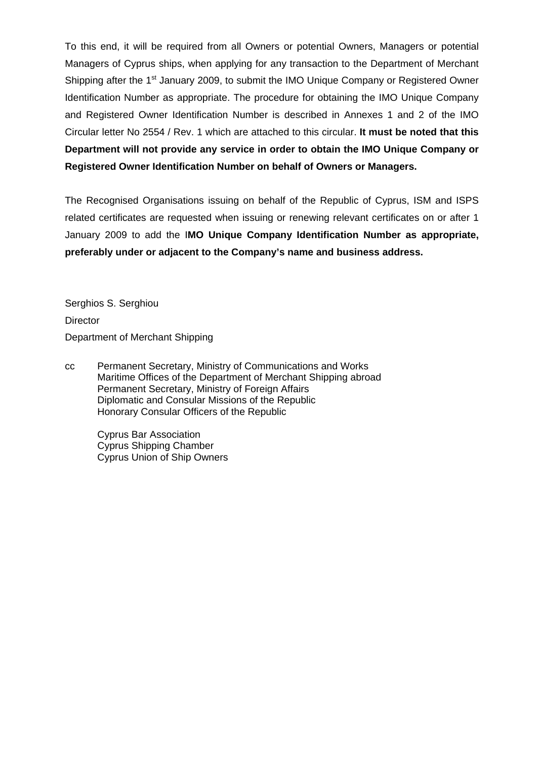To this end, it will be required from all Owners or potential Owners, Managers or potential Managers of Cyprus ships, when applying for any transaction to the Department of Merchant Shipping after the 1st January 2009, to submit the IMO Unique Company or Registered Owner Identification Number as appropriate. The procedure for obtaining the IMO Unique Company and Registered Owner Identification Number is described in Annexes 1 and 2 of the IMO Circular letter No 2554 / Rev. 1 which are attached to this circular. **It must be noted that this Department will not provide any service in order to obtain the IMO Unique Company or Registered Owner Identification Number on behalf of Owners or Managers.**

The Recognised Organisations issuing on behalf of the Republic of Cyprus, ISM and ISPS related certificates are requested when issuing or renewing relevant certificates on or after 1 January 2009 to add the I**MO Unique Company Identification Number as appropriate, preferably under or adjacent to the Company's name and business address.**

Serghios S. Serghiou
Director
Department of Merchant Shipping

cc Permanent Secretary, Ministry of Communications and Works
Maritime Offices of the Department of Merchant Shipping abroad
Permanent Secretary, Ministry of Foreign Affairs
Diplomatic and Consular Missions of the Republic
Honorary Consular Officers of the Republic

Cyprus Bar Association
Cyprus Shipping Chamber
Cyprus Union of Ship Owners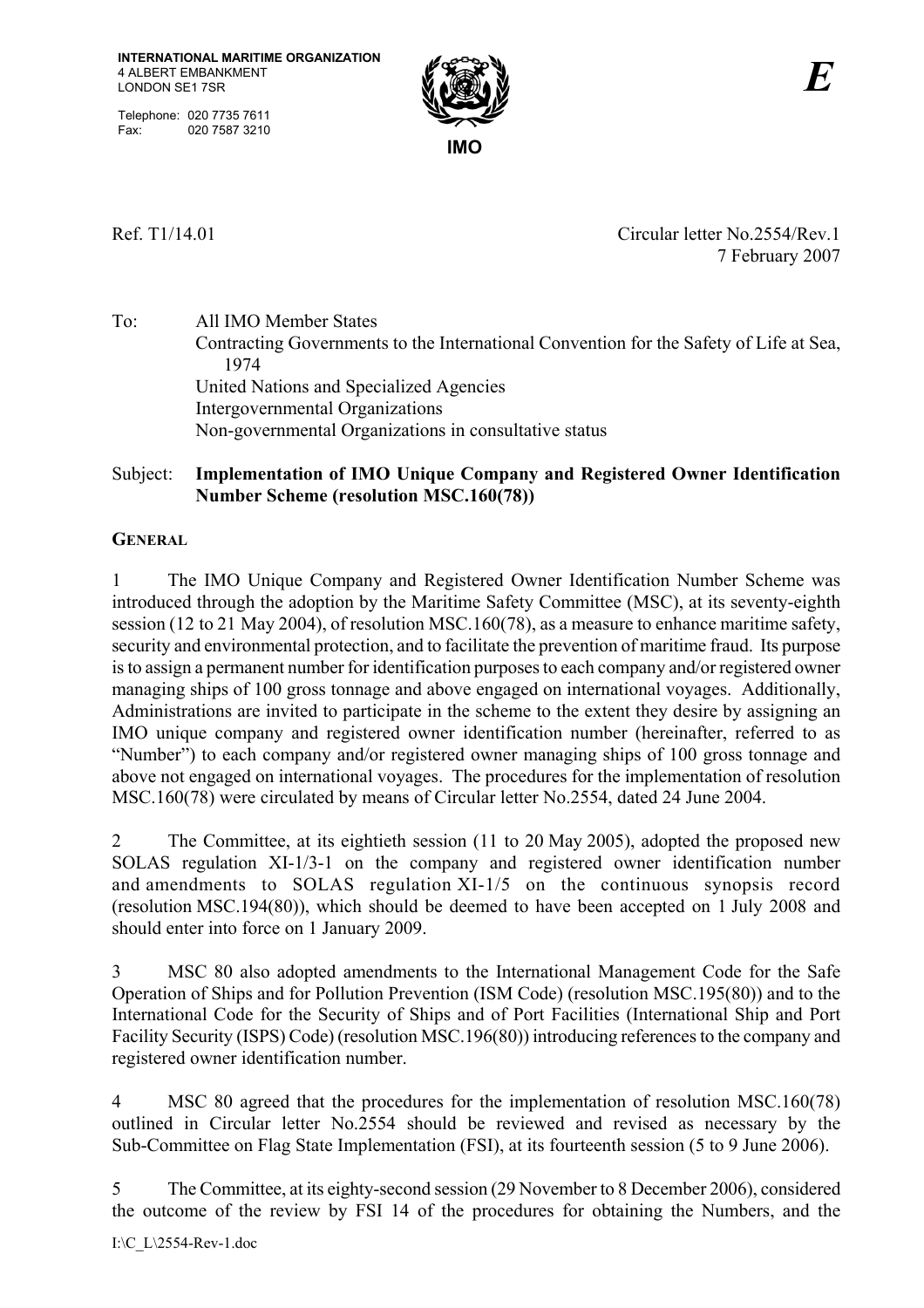INTERNATIONAL MARITIME ORGANIZATION
4 ALBERT EMBANKMENT
LONDON SE1 7SR

Telephone: 020 7735 7611
Fax: 020 7587 3210

IMO

*E*

Ref. T1/14.01

Circular letter No.2554/Rev.1
7 February 2007

To: All IMO Member States
Contracting Governments to the International Convention for the Safety of Life at Sea, 1974
United Nations and Specialized Agencies
Intergovernmental Organizations
Non-governmental Organizations in consultative status

Subject: **Implementation of IMO Unique Company and Registered Owner Identification Number Scheme (resolution MSC.160(78))**

**GENERAL**

1 The IMO Unique Company and Registered Owner Identification Number Scheme was introduced through the adoption by the Maritime Safety Committee (MSC), at its seventy-eighth session (12 to 21 May 2004), of resolution MSC.160(78), as a measure to enhance maritime safety, security and environmental protection, and to facilitate the prevention of maritime fraud. Its purpose is to assign a permanent number for identification purposes to each company and/or registered owner managing ships of 100 gross tonnage and above engaged on international voyages. Additionally, Administrations are invited to participate in the scheme to the extent they desire by assigning an IMO unique company and registered owner identification number (hereinafter, referred to as "Number") to each company and/or registered owner managing ships of 100 gross tonnage and above not engaged on international voyages. The procedures for the implementation of resolution MSC.160(78) were circulated by means of Circular letter No.2554, dated 24 June 2004.

2 The Committee, at its eightieth session (11 to 20 May 2005), adopted the proposed new SOLAS regulation XI-1/3-1 on the company and registered owner identification number and amendments to SOLAS regulation XI-1/5 on the continuous synopsis record (resolution MSC.194(80)), which should be deemed to have been accepted on 1 July 2008 and should enter into force on 1 January 2009.

3 MSC 80 also adopted amendments to the International Management Code for the Safe Operation of Ships and for Pollution Prevention (ISM Code) (resolution MSC.195(80)) and to the International Code for the Security of Ships and of Port Facilities (International Ship and Port Facility Security (ISPS) Code) (resolution MSC.196(80)) introducing references to the company and registered owner identification number.

4 MSC 80 agreed that the procedures for the implementation of resolution MSC.160(78) outlined in Circular letter No.2554 should be reviewed and revised as necessary by the Sub-Committee on Flag State Implementation (FSI), at its fourteenth session (5 to 9 June 2006).

5 The Committee, at its eighty-second session (29 November to 8 December 2006), considered the outcome of the review by FSI 14 of the procedures for obtaining the Numbers, and the

I:\C_L\2554-Rev-1.doc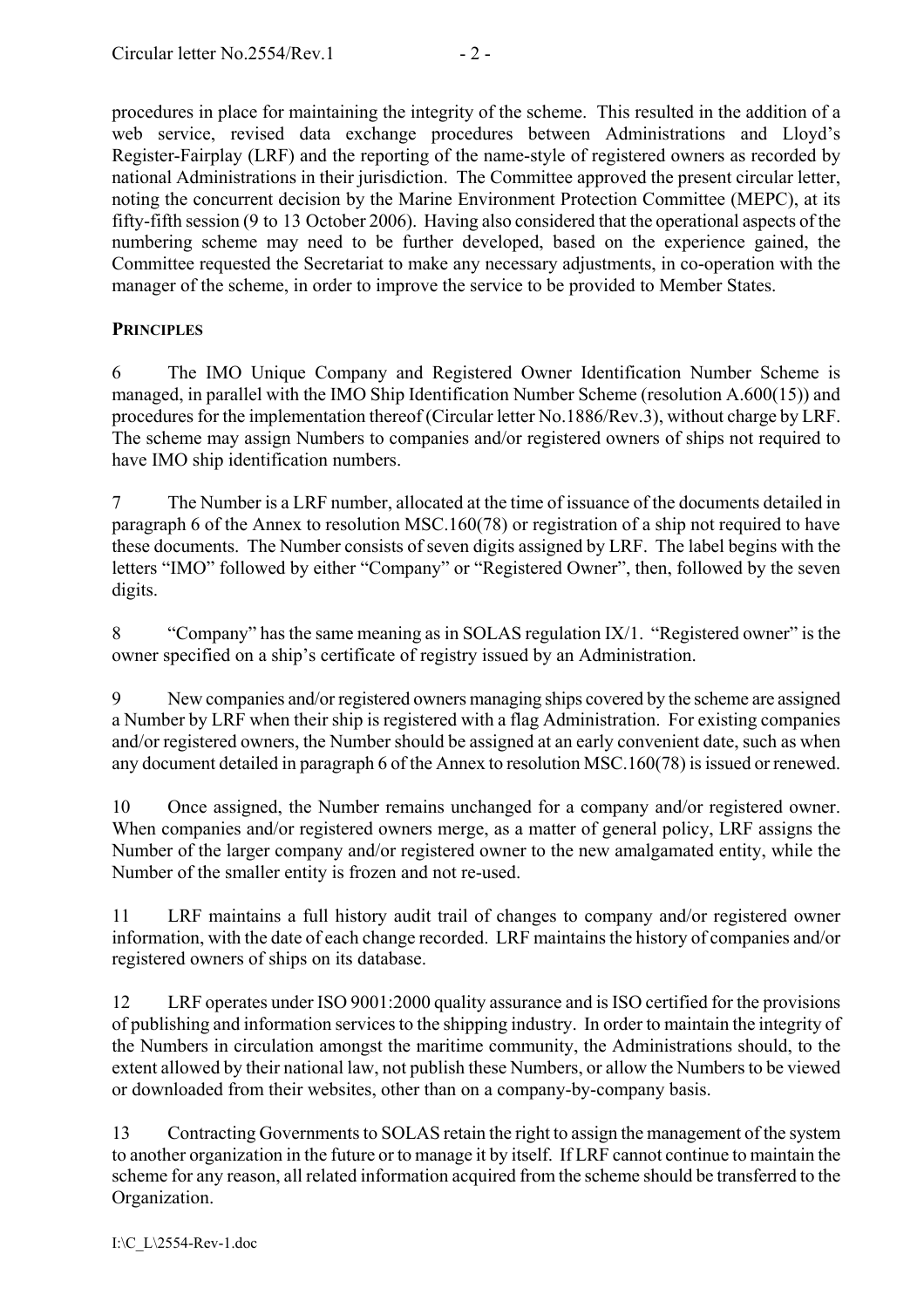procedures in place for maintaining the integrity of the scheme. This resulted in the addition of a web service, revised data exchange procedures between Administrations and Lloyd's Register-Fairplay (LRF) and the reporting of the name-style of registered owners as recorded by national Administrations in their jurisdiction. The Committee approved the present circular letter, noting the concurrent decision by the Marine Environment Protection Committee (MEPC), at its fifty-fifth session (9 to 13 October 2006). Having also considered that the operational aspects of the numbering scheme may need to be further developed, based on the experience gained, the Committee requested the Secretariat to make any necessary adjustments, in co-operation with the manager of the scheme, in order to improve the service to be provided to Member States.

## PRINCIPLES

6 The IMO Unique Company and Registered Owner Identification Number Scheme is managed, in parallel with the IMO Ship Identification Number Scheme (resolution A.600(15)) and procedures for the implementation thereof (Circular letter No.1886/Rev.3), without charge by LRF. The scheme may assign Numbers to companies and/or registered owners of ships not required to have IMO ship identification numbers.

7 The Number is a LRF number, allocated at the time of issuance of the documents detailed in paragraph 6 of the Annex to resolution MSC.160(78) or registration of a ship not required to have these documents. The Number consists of seven digits assigned by LRF. The label begins with the letters "IMO" followed by either "Company" or "Registered Owner", then, followed by the seven digits.

8 "Company" has the same meaning as in SOLAS regulation IX/1. "Registered owner" is the owner specified on a ship's certificate of registry issued by an Administration.

9 New companies and/or registered owners managing ships covered by the scheme are assigned a Number by LRF when their ship is registered with a flag Administration. For existing companies and/or registered owners, the Number should be assigned at an early convenient date, such as when any document detailed in paragraph 6 of the Annex to resolution MSC.160(78) is issued or renewed.

10 Once assigned, the Number remains unchanged for a company and/or registered owner. When companies and/or registered owners merge, as a matter of general policy, LRF assigns the Number of the larger company and/or registered owner to the new amalgamated entity, while the Number of the smaller entity is frozen and not re-used.

11 LRF maintains a full history audit trail of changes to company and/or registered owner information, with the date of each change recorded. LRF maintains the history of companies and/or registered owners of ships on its database.

12 LRF operates under ISO 9001:2000 quality assurance and is ISO certified for the provisions of publishing and information services to the shipping industry. In order to maintain the integrity of the Numbers in circulation amongst the maritime community, the Administrations should, to the extent allowed by their national law, not publish these Numbers, or allow the Numbers to be viewed or downloaded from their websites, other than on a company-by-company basis.

13 Contracting Governments to SOLAS retain the right to assign the management of the system to another organization in the future or to manage it by itself. If LRF cannot continue to maintain the scheme for any reason, all related information acquired from the scheme should be transferred to the Organization.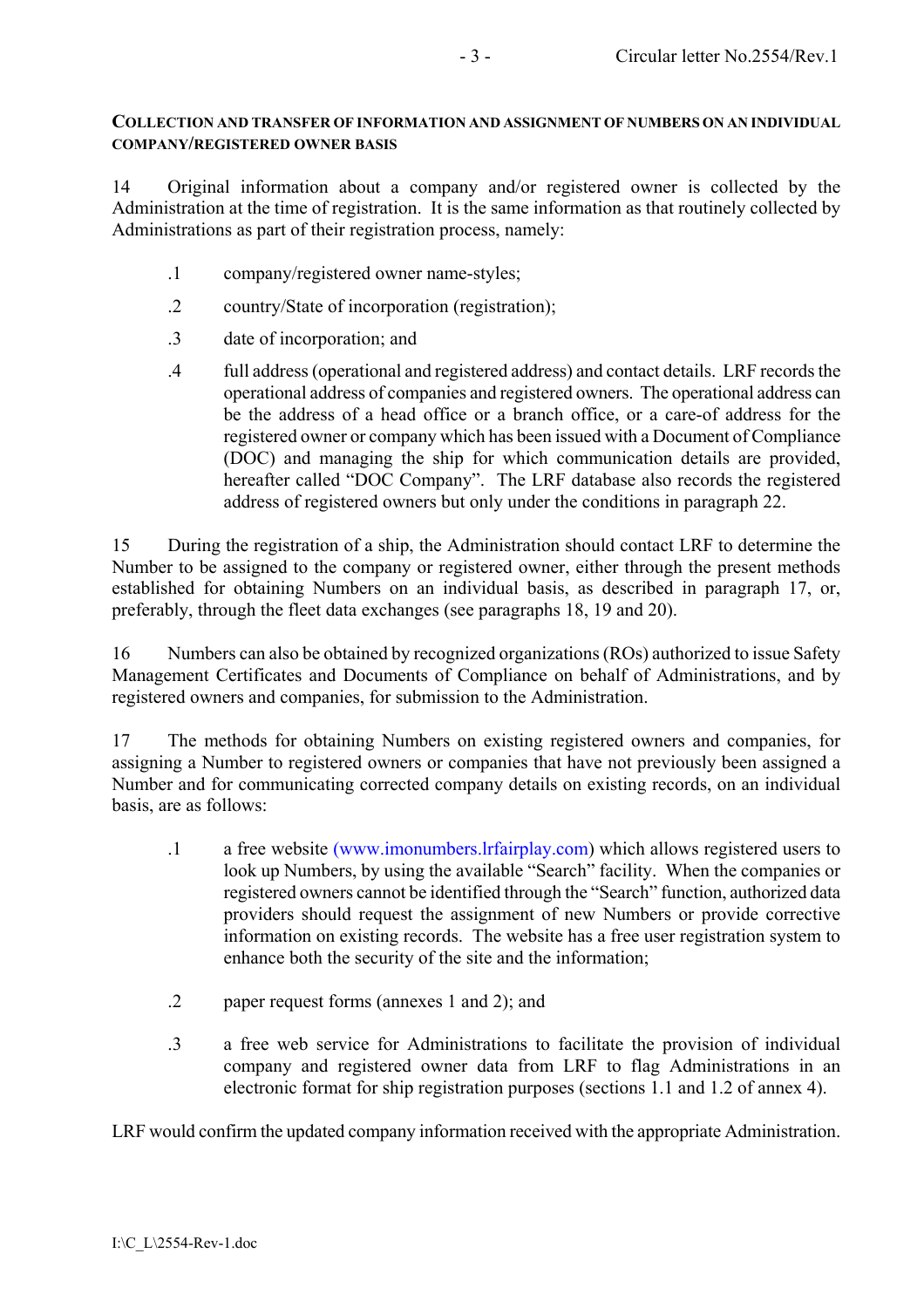**COLLECTION AND TRANSFER OF INFORMATION AND ASSIGNMENT OF NUMBERS ON AN INDIVIDUAL COMPANY/REGISTERED OWNER BASIS**

14 Original information about a company and/or registered owner is collected by the Administration at the time of registration. It is the same information as that routinely collected by Administrations as part of their registration process, namely:

.1 company/registered owner name-styles;

.2 country/State of incorporation (registration);

.3 date of incorporation; and

.4 full address (operational and registered address) and contact details. LRF records the operational address of companies and registered owners. The operational address can be the address of a head office or a branch office, or a care-of address for the registered owner or company which has been issued with a Document of Compliance (DOC) and managing the ship for which communication details are provided, hereafter called "DOC Company". The LRF database also records the registered address of registered owners but only under the conditions in paragraph 22.

15 During the registration of a ship, the Administration should contact LRF to determine the Number to be assigned to the company or registered owner, either through the present methods established for obtaining Numbers on an individual basis, as described in paragraph 17, or, preferably, through the fleet data exchanges (see paragraphs 18, 19 and 20).

16 Numbers can also be obtained by recognized organizations (ROs) authorized to issue Safety Management Certificates and Documents of Compliance on behalf of Administrations, and by registered owners and companies, for submission to the Administration.

17 The methods for obtaining Numbers on existing registered owners and companies, for assigning a Number to registered owners or companies that have not previously been assigned a Number and for communicating corrected company details on existing records, on an individual basis, are as follows:

.1 a free website (www.imonumbers.lrfairplay.com) which allows registered users to look up Numbers, by using the available "Search" facility. When the companies or registered owners cannot be identified through the "Search" function, authorized data providers should request the assignment of new Numbers or provide corrective information on existing records. The website has a free user registration system to enhance both the security of the site and the information;

.2 paper request forms (annexes 1 and 2); and

.3 a free web service for Administrations to facilitate the provision of individual company and registered owner data from LRF to flag Administrations in an electronic format for ship registration purposes (sections 1.1 and 1.2 of annex 4).

LRF would confirm the updated company information received with the appropriate Administration.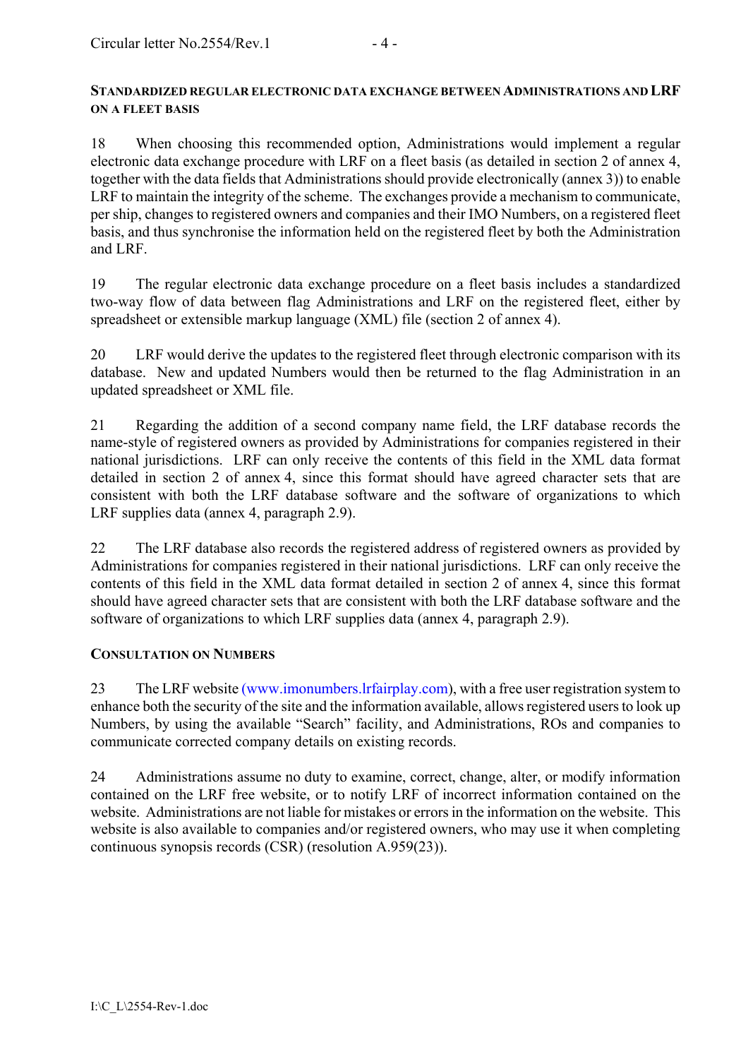## STANDARDIZED REGULAR ELECTRONIC DATA EXCHANGE BETWEEN ADMINISTRATIONS AND LRF ON A FLEET BASIS

18 When choosing this recommended option, Administrations would implement a regular electronic data exchange procedure with LRF on a fleet basis (as detailed in section 2 of annex 4, together with the data fields that Administrations should provide electronically (annex 3)) to enable LRF to maintain the integrity of the scheme. The exchanges provide a mechanism to communicate, per ship, changes to registered owners and companies and their IMO Numbers, on a registered fleet basis, and thus synchronise the information held on the registered fleet by both the Administration and LRF.

19 The regular electronic data exchange procedure on a fleet basis includes a standardized two-way flow of data between flag Administrations and LRF on the registered fleet, either by spreadsheet or extensible markup language (XML) file (section 2 of annex 4).

20 LRF would derive the updates to the registered fleet through electronic comparison with its database. New and updated Numbers would then be returned to the flag Administration in an updated spreadsheet or XML file.

21 Regarding the addition of a second company name field, the LRF database records the name-style of registered owners as provided by Administrations for companies registered in their national jurisdictions. LRF can only receive the contents of this field in the XML data format detailed in section 2 of annex 4, since this format should have agreed character sets that are consistent with both the LRF database software and the software of organizations to which LRF supplies data (annex 4, paragraph 2.9).

22 The LRF database also records the registered address of registered owners as provided by Administrations for companies registered in their national jurisdictions. LRF can only receive the contents of this field in the XML data format detailed in section 2 of annex 4, since this format should have agreed character sets that are consistent with both the LRF database software and the software of organizations to which LRF supplies data (annex 4, paragraph 2.9).

## CONSULTATION ON NUMBERS

23 The LRF website (www.imonumbers.lrfairplay.com), with a free user registration system to enhance both the security of the site and the information available, allows registered users to look up Numbers, by using the available "Search" facility, and Administrations, ROs and companies to communicate corrected company details on existing records.

24 Administrations assume no duty to examine, correct, change, alter, or modify information contained on the LRF free website, or to notify LRF of incorrect information contained on the website. Administrations are not liable for mistakes or errors in the information on the website. This website is also available to companies and/or registered owners, who may use it when completing continuous synopsis records (CSR) (resolution A.959(23)).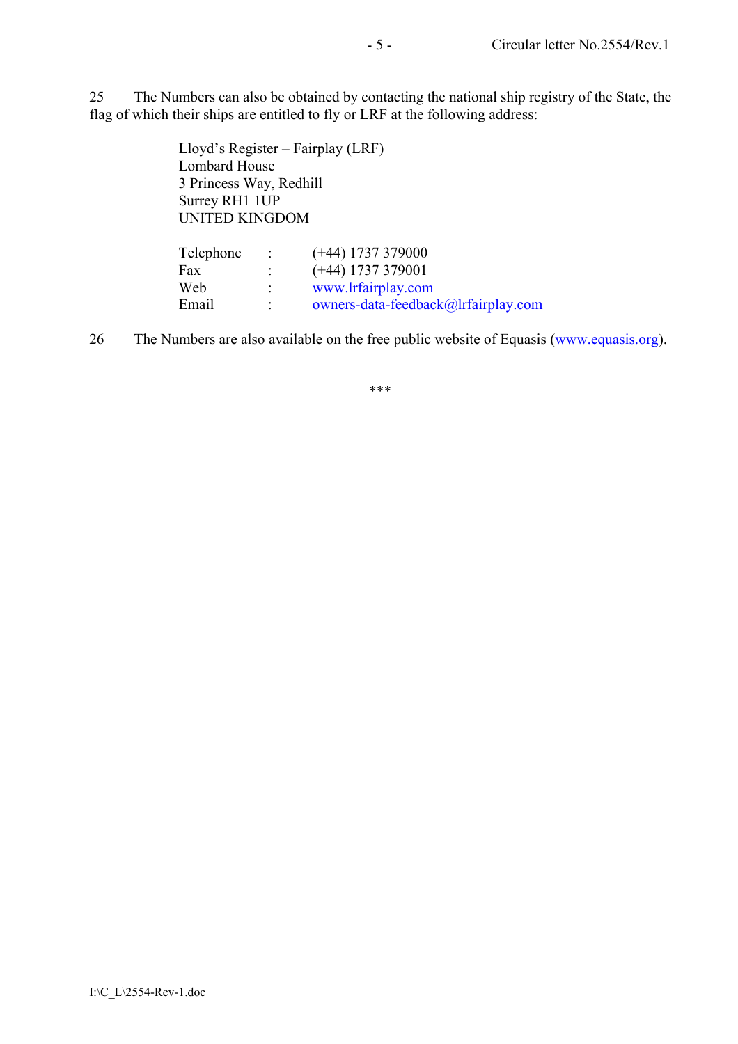25 The Numbers can also be obtained by contacting the national ship registry of the State, the flag of which their ships are entitled to fly or LRF at the following address:

Lloyd's Register – Fairplay (LRF)
Lombard House
3 Princess Way, Redhill
Surrey RH1 1UP
UNITED KINGDOM

| | | |
|---|---|---|
| Telephone | : | (+44) 1737 379000 |
| Fax | : | (+44) 1737 379001 |
| Web | : | www.lrfairplay.com |
| Email | : | owners-data-feedback@lrfairplay.com |

26 The Numbers are also available on the free public website of Equasis (www.equasis.org).

***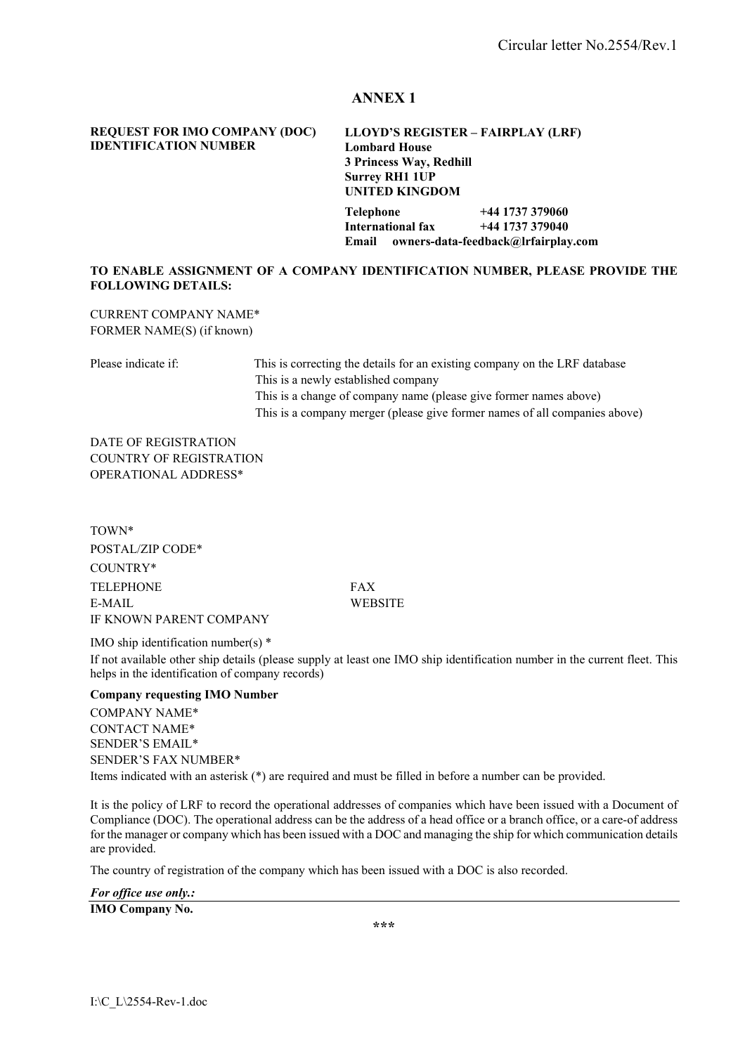## ANNEX 1

**REQUEST FOR IMO COMPANY (DOC) IDENTIFICATION NUMBER**

**LLOYD'S REGISTER – FAIRPLAY (LRF)**
**Lombard House**
**3 Princess Way, Redhill**
**Surrey RH1 1UP**
**UNITED KINGDOM**

**Telephone** **+44 1737 379060**
**International fax** **+44 1737 379040**
**Email owners-data-feedback@lrfairplay.com**

**TO ENABLE ASSIGNMENT OF A COMPANY IDENTIFICATION NUMBER, PLEASE PROVIDE THE FOLLOWING DETAILS:**

CURRENT COMPANY NAME*
FORMER NAME(S) (if known)

Please indicate if:
- This is correcting the details for an existing company on the LRF database
- This is a newly established company
- This is a change of company name (please give former names above)
- This is a company merger (please give former names of all companies above)

DATE OF REGISTRATION
COUNTRY OF REGISTRATION
OPERATIONAL ADDRESS*

TOWN*
POSTAL/ZIP CODE*
COUNTRY*
TELEPHONE FAX
E-MAIL WEBSITE
IF KNOWN PARENT COMPANY

IMO ship identification number(s) *

If not available other ship details (please supply at least one IMO ship identification number in the current fleet. This helps in the identification of company records)

**Company requesting IMO Number**

COMPANY NAME*
CONTACT NAME*
SENDER'S EMAIL*
SENDER'S FAX NUMBER*

Items indicated with an asterisk (*) are required and must be filled in before a number can be provided.

It is the policy of LRF to record the operational addresses of companies which have been issued with a Document of Compliance (DOC). The operational address can be the address of a head office or a branch office, or a care-of address for the manager or company which has been issued with a DOC and managing the ship for which communication details are provided.

The country of registration of the company which has been issued with a DOC is also recorded.

***For office use only.:***

**IMO Company No.**

\*\*\*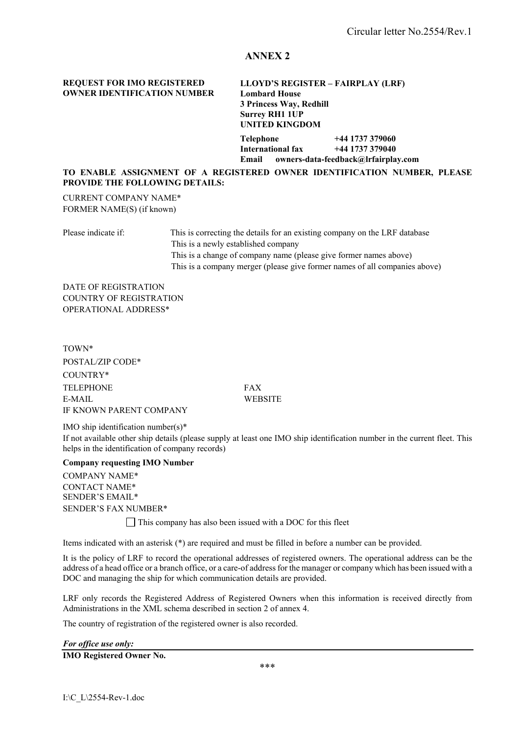# ANNEX 2

**REQUEST FOR IMO REGISTERED OWNER IDENTIFICATION NUMBER**

**LLOYD'S REGISTER – FAIRPLAY (LRF)**
**Lombard House**
**3 Princess Way, Redhill**
**Surrey RH1 1UP**
**UNITED KINGDOM**

| | |
|---|---|
| **Telephone** | **+44 1737 379060** |
| **International fax** | **+44 1737 379040** |
| **Email** | **owners-data-feedback@lrfairplay.com** |

**TO ENABLE ASSIGNMENT OF A REGISTERED OWNER IDENTIFICATION NUMBER, PLEASE PROVIDE THE FOLLOWING DETAILS:**

CURRENT COMPANY NAME*
FORMER NAME(S) (if known)

Please indicate if:
- This is correcting the details for an existing company on the LRF database
- This is a newly established company
- This is a change of company name (please give former names above)
- This is a company merger (please give former names of all companies above)

DATE OF REGISTRATION
COUNTRY OF REGISTRATION
OPERATIONAL ADDRESS*

TOWN*
POSTAL/ZIP CODE*
COUNTRY*
TELEPHONE FAX
E-MAIL WEBSITE
IF KNOWN PARENT COMPANY

IMO ship identification number(s)*
If not available other ship details (please supply at least one IMO ship identification number in the current fleet. This helps in the identification of company records)

**Company requesting IMO Number**

COMPANY NAME*
CONTACT NAME*
SENDER'S EMAIL*
SENDER'S FAX NUMBER*

☐ This company has also been issued with a DOC for this fleet

Items indicated with an asterisk (*) are required and must be filled in before a number can be provided.

It is the policy of LRF to record the operational addresses of registered owners. The operational address can be the address of a head office or a branch office, or a care-of address for the manager or company which has been issued with a DOC and managing the ship for which communication details are provided.

LRF only records the Registered Address of Registered Owners when this information is received directly from Administrations in the XML schema described in section 2 of annex 4.

The country of registration of the registered owner is also recorded.

***For office use only:***

**IMO Registered Owner No.**

***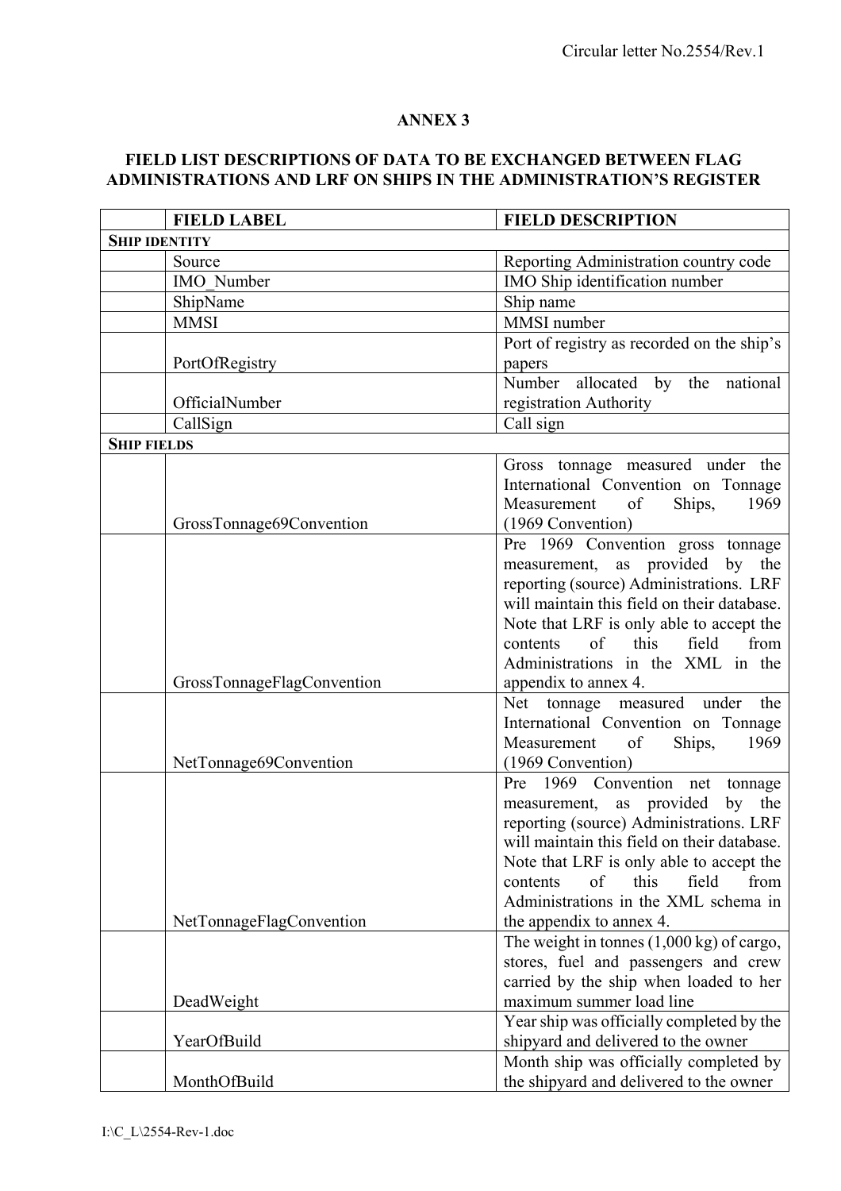## ANNEX 3

## FIELD LIST DESCRIPTIONS OF DATA TO BE EXCHANGED BETWEEN FLAG ADMINISTRATIONS AND LRF ON SHIPS IN THE ADMINISTRATION'S REGISTER

| | FIELD LABEL | FIELD DESCRIPTION |
|---|---|---|
| **SHIP IDENTITY** | | |
| | Source | Reporting Administration country code |
| | IMO_Number | IMO Ship identification number |
| | ShipName | Ship name |
| | MMSI | MMSI number |
| | PortOfRegistry | Port of registry as recorded on the ship's papers |
| | OfficialNumber | Number allocated by the national registration Authority |
| | CallSign | Call sign |
| **SHIP FIELDS** | | |
| | GrossTonnage69Convention | Gross tonnage measured under the International Convention on Tonnage Measurement of Ships, 1969 (1969 Convention) |
| | GrossTonnageFlagConvention | Pre 1969 Convention gross tonnage measurement, as provided by the reporting (source) Administrations. LRF will maintain this field on their database. Note that LRF is only able to accept the contents of this field from Administrations in the XML in the appendix to annex 4. |
| | NetTonnage69Convention | Net tonnage measured under the International Convention on Tonnage Measurement of Ships, 1969 (1969 Convention) |
| | NetTonnageFlagConvention | Pre 1969 Convention net tonnage measurement, as provided by the reporting (source) Administrations. LRF will maintain this field on their database. Note that LRF is only able to accept the contents of this field from Administrations in the XML schema in the appendix to annex 4. |
| | DeadWeight | The weight in tonnes (1,000 kg) of cargo, stores, fuel and passengers and crew carried by the ship when loaded to her maximum summer load line |
| | YearOfBuild | Year ship was officially completed by the shipyard and delivered to the owner |
| | MonthOfBuild | Month ship was officially completed by the shipyard and delivered to the owner |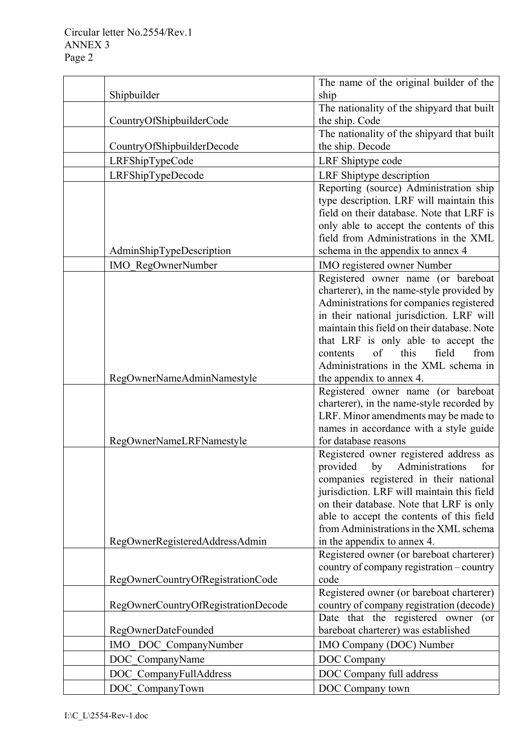| | | |
|---|---|---|
| | Shipbuilder | The name of the original builder of the ship |
| | CountryOfShipbuilderCode | The nationality of the shipyard that built the ship. Code |
| | CountryOfShipbuilderDecode | The nationality of the shipyard that built the ship. Decode |
| | LRFShipTypeCode | LRF Shiptype code |
| | LRFShipTypeDecode | LRF Shiptype description |
| | AdminShipTypeDescription | Reporting (source) Administration ship type description. LRF will maintain this field on their database. Note that LRF is only able to accept the contents of this field from Administrations in the XML schema in the appendix to annex 4 |
| | IMO_RegOwnerNumber | IMO registered owner Number |
| | RegOwnerNameAdminNamestyle | Registered owner name (or bareboat charterer), in the name-style provided by Administrations for companies registered in their national jurisdiction. LRF will maintain this field on their database. Note that LRF is only able to accept the contents of this field from Administrations in the XML schema in the appendix to annex 4. |
| | RegOwnerNameLRFNamestyle | Registered owner name (or bareboat charterer), in the name-style recorded by LRF. Minor amendments may be made to names in accordance with a style guide for database reasons |
| | RegOwnerRegisteredAddressAdmin | Registered owner registered address as provided by Administrations for companies registered in their national jurisdiction. LRF will maintain this field on their database. Note that LRF is only able to accept the contents of this field from Administrations in the XML schema in the appendix to annex 4. |
| | RegOwnerCountryOfRegistrationCode | Registered owner (or bareboat charterer) country of company registration – country code |
| | RegOwnerCountryOfRegistrationDecode | Registered owner (or bareboat charterer) country of company registration (decode) |
| | RegOwnerDateFounded | Date that the registered owner (or bareboat charterer) was established |
| | IMO_ DOC_CompanyNumber | IMO Company (DOC) Number |
| | DOC_CompanyName | DOC Company |
| | DOC_CompanyFullAddress | DOC Company full address |
| | DOC_CompanyTown | DOC Company town |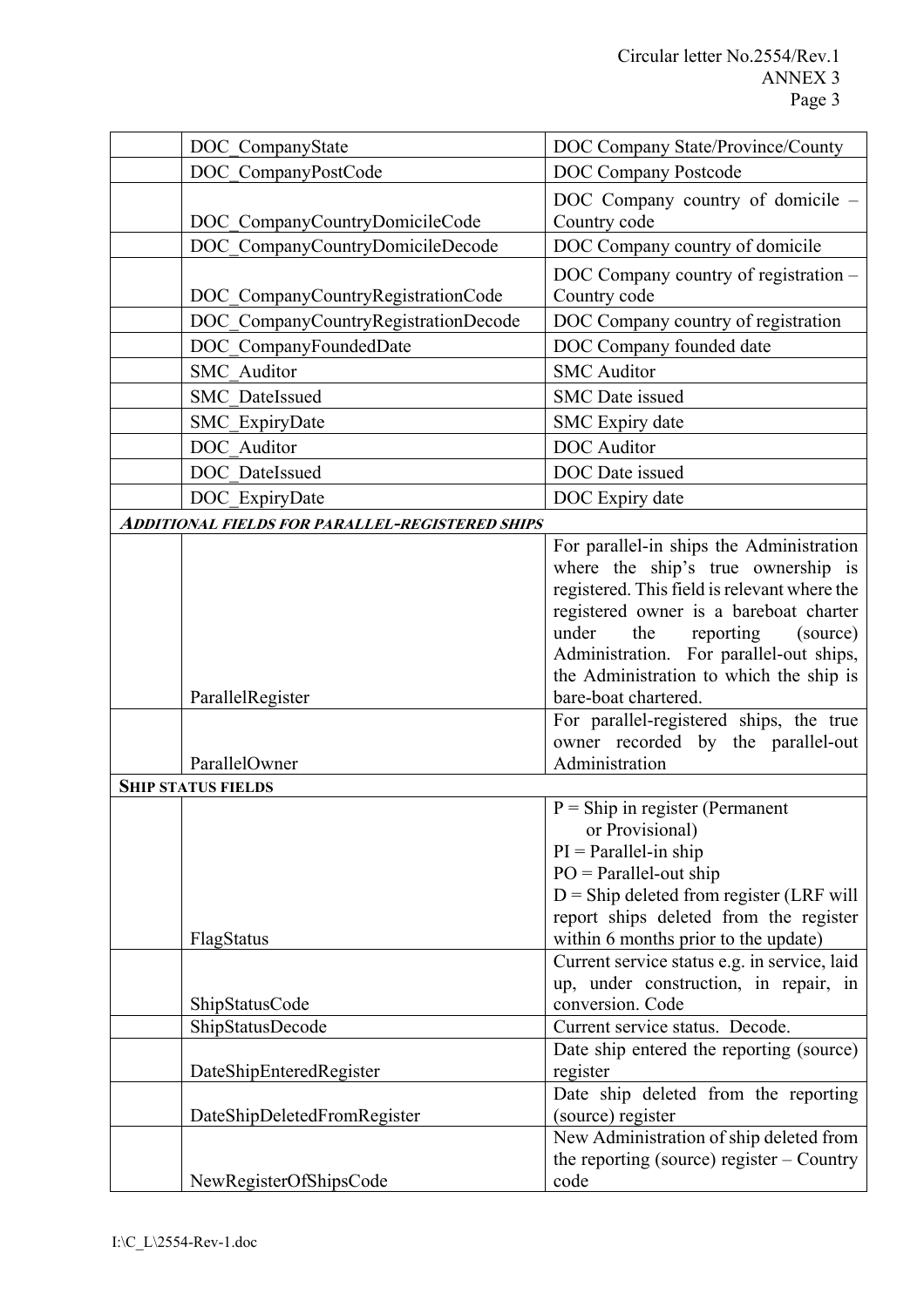| | | |
|---|---|---|
| | DOC_CompanyState | DOC Company State/Province/County |
| | DOC_CompanyPostCode | DOC Company Postcode |
| | DOC_CompanyCountryDomicileCode | DOC Company country of domicile – Country code |
| | DOC_CompanyCountryDomicileDecode | DOC Company country of domicile |
| | DOC_CompanyCountryRegistrationCode | DOC Company country of registration – Country code |
| | DOC_CompanyCountryRegistrationDecode | DOC Company country of registration |
| | DOC_CompanyFoundedDate | DOC Company founded date |
| | SMC_Auditor | SMC Auditor |
| | SMC_DateIssued | SMC Date issued |
| | SMC_ExpiryDate | SMC Expiry date |
| | DOC_Auditor | DOC Auditor |
| | DOC_DateIssued | DOC Date issued |
| | DOC_ExpiryDate | DOC Expiry date |
| ***ADDITIONAL FIELDS FOR PARALLEL-REGISTERED SHIPS*** | | |
| | ParallelRegister | For parallel-in ships the Administration where the ship's true ownership is registered. This field is relevant where the registered owner is a bareboat charter under the reporting (source) Administration. For parallel-out ships, the Administration to which the ship is bare-boat chartered. |
| | ParallelOwner | For parallel-registered ships, the true owner recorded by the parallel-out Administration |
| **SHIP STATUS FIELDS** | | |
| | FlagStatus | P = Ship in register (Permanent or Provisional)<br>PI = Parallel-in ship<br>PO = Parallel-out ship<br>D = Ship deleted from register (LRF will report ships deleted from the register within 6 months prior to the update) |
| | ShipStatusCode | Current service status e.g. in service, laid up, under construction, in repair, in conversion. Code |
| | ShipStatusDecode | Current service status. Decode. |
| | DateShipEnteredRegister | Date ship entered the reporting (source) register |
| | DateShipDeletedFromRegister | Date ship deleted from the reporting (source) register |
| | NewRegisterOfShipsCode | New Administration of ship deleted from the reporting (source) register – Country code |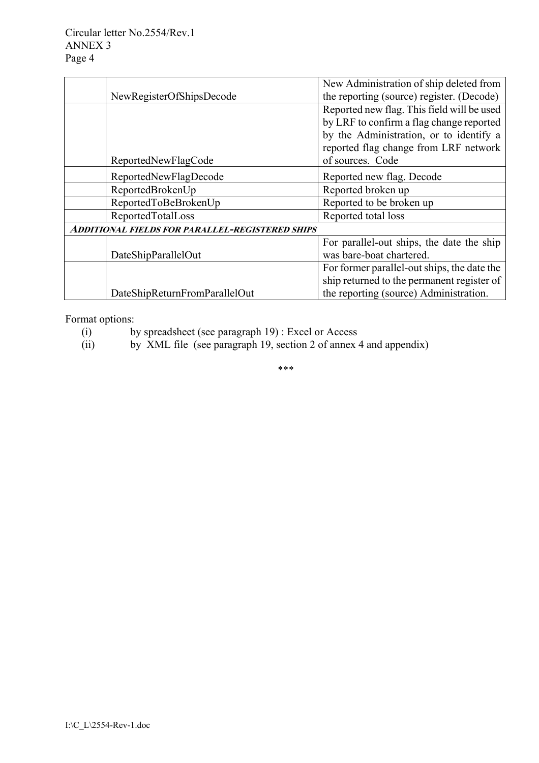| | | |
|---|---|---|
| | NewRegisterOfShipsDecode | New Administration of ship deleted from the reporting (source) register. (Decode) |
| | ReportedNewFlagCode | Reported new flag. This field will be used by LRF to confirm a flag change reported by the Administration, or to identify a reported flag change from LRF network of sources. Code |
| | ReportedNewFlagDecode | Reported new flag. Decode |
| | ReportedBrokenUp | Reported broken up |
| | ReportedToBeBrokenUp | Reported to be broken up |
| | ReportedTotalLoss | Reported total loss |
| ***ADDITIONAL FIELDS FOR PARALLEL-REGISTERED SHIPS*** | | |
| | DateShipParallelOut | For parallel-out ships, the date the ship was bare-boat chartered. |
| | DateShipReturnFromParallelOut | For former parallel-out ships, the date the ship returned to the permanent register of the reporting (source) Administration. |

Format options:

(i) by spreadsheet (see paragraph 19) : Excel or Access

(ii) by XML file (see paragraph 19, section 2 of annex 4 and appendix)

***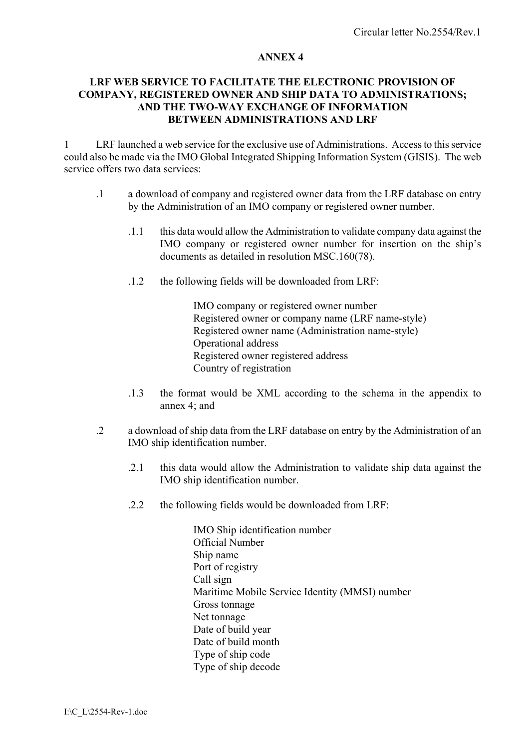## ANNEX 4

## LRF WEB SERVICE TO FACILITATE THE ELECTRONIC PROVISION OF COMPANY, REGISTERED OWNER AND SHIP DATA TO ADMINISTRATIONS; AND THE TWO-WAY EXCHANGE OF INFORMATION BETWEEN ADMINISTRATIONS AND LRF

1 LRF launched a web service for the exclusive use of Administrations. Access to this service could also be made via the IMO Global Integrated Shipping Information System (GISIS). The web service offers two data services:

.1 a download of company and registered owner data from the LRF database on entry by the Administration of an IMO company or registered owner number.

.1.1 this data would allow the Administration to validate company data against the IMO company or registered owner number for insertion on the ship's documents as detailed in resolution MSC.160(78).

.1.2 the following fields will be downloaded from LRF:

IMO company or registered owner number
Registered owner or company name (LRF name-style)
Registered owner name (Administration name-style)
Operational address
Registered owner registered address
Country of registration

.1.3 the format would be XML according to the schema in the appendix to annex 4; and

.2 a download of ship data from the LRF database on entry by the Administration of an IMO ship identification number.

.2.1 this data would allow the Administration to validate ship data against the IMO ship identification number.

.2.2 the following fields would be downloaded from LRF:

IMO Ship identification number
Official Number
Ship name
Port of registry
Call sign
Maritime Mobile Service Identity (MMSI) number
Gross tonnage
Net tonnage
Date of build year
Date of build month
Type of ship code
Type of ship decode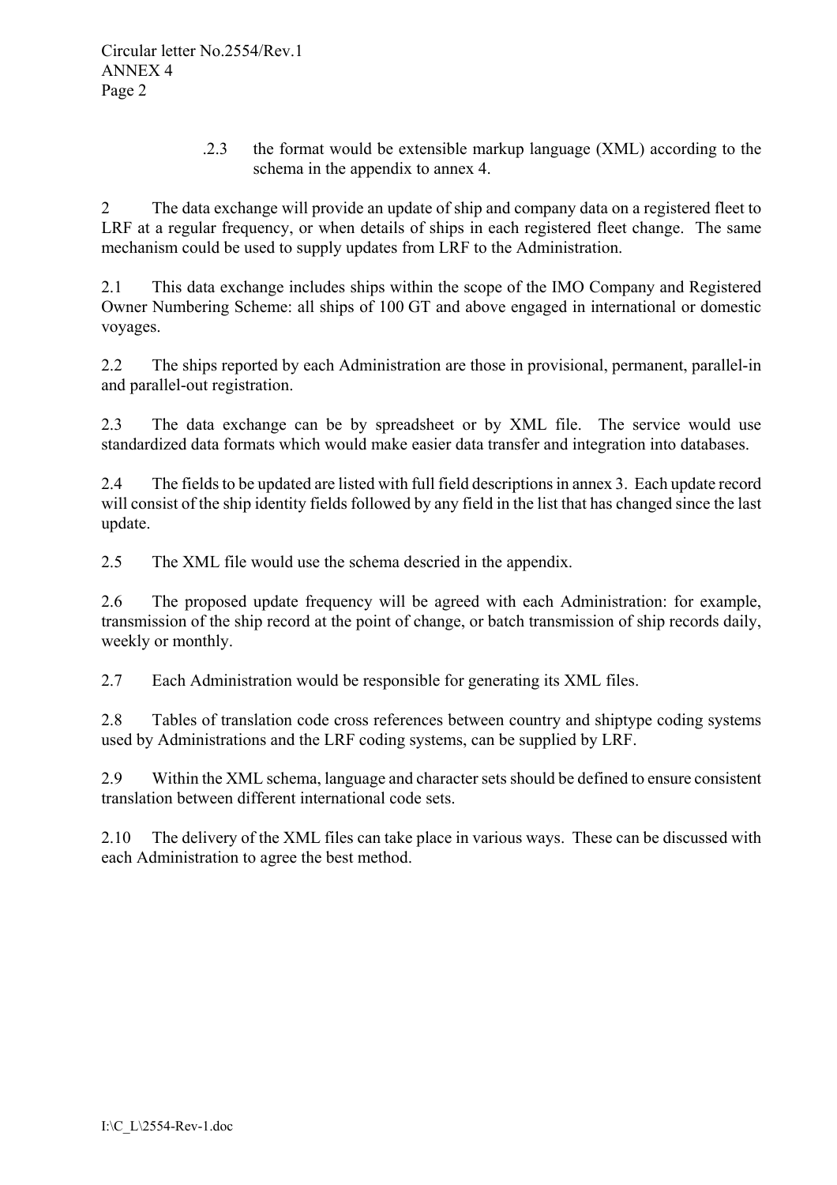.2.3 the format would be extensible markup language (XML) according to the schema in the appendix to annex 4.

2 The data exchange will provide an update of ship and company data on a registered fleet to LRF at a regular frequency, or when details of ships in each registered fleet change. The same mechanism could be used to supply updates from LRF to the Administration.

2.1 This data exchange includes ships within the scope of the IMO Company and Registered Owner Numbering Scheme: all ships of 100 GT and above engaged in international or domestic voyages.

2.2 The ships reported by each Administration are those in provisional, permanent, parallel-in and parallel-out registration.

2.3 The data exchange can be by spreadsheet or by XML file. The service would use standardized data formats which would make easier data transfer and integration into databases.

2.4 The fields to be updated are listed with full field descriptions in annex 3. Each update record will consist of the ship identity fields followed by any field in the list that has changed since the last update.

2.5 The XML file would use the schema descried in the appendix.

2.6 The proposed update frequency will be agreed with each Administration: for example, transmission of the ship record at the point of change, or batch transmission of ship records daily, weekly or monthly.

2.7 Each Administration would be responsible for generating its XML files.

2.8 Tables of translation code cross references between country and shiptype coding systems used by Administrations and the LRF coding systems, can be supplied by LRF.

2.9 Within the XML schema, language and character sets should be defined to ensure consistent translation between different international code sets.

2.10 The delivery of the XML files can take place in various ways. These can be discussed with each Administration to agree the best method.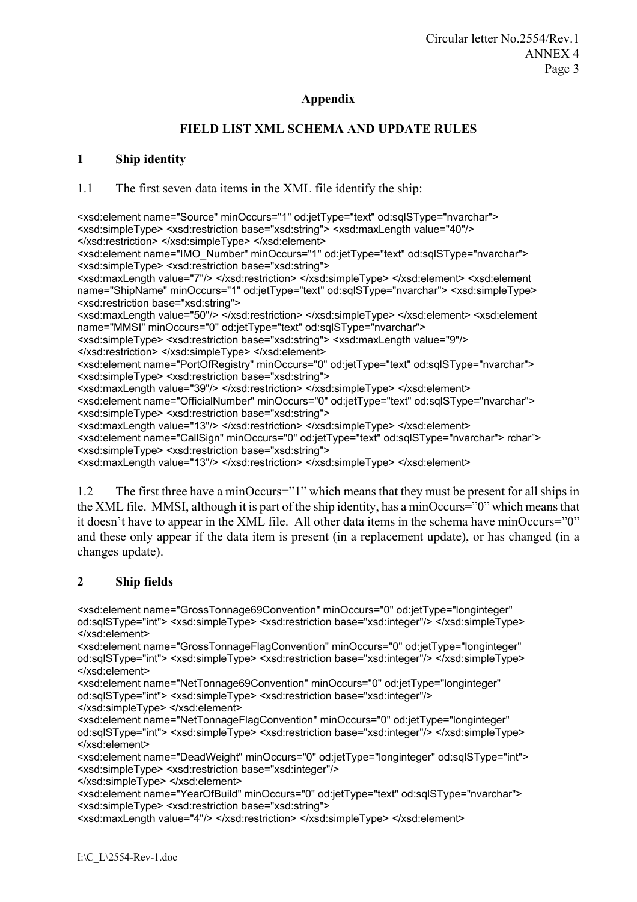**Appendix**

**FIELD LIST XML SCHEMA AND UPDATE RULES**

## 1 Ship identity

1.1 The first seven data items in the XML file identify the ship:

```
<xsd:element name="Source" minOccurs="1" od:jetType="text" od:sqlSType="nvarchar">
<xsd:simpleType> <xsd:restriction base="xsd:string"> <xsd:maxLength value="40"/>
</xsd:restriction> </xsd:simpleType> </xsd:element>
<xsd:element name="IMO_Number" minOccurs="1" od:jetType="text" od:sqlSType="nvarchar">
<xsd:simpleType> <xsd:restriction base="xsd:string">
<xsd:maxLength value="7"/> </xsd:restriction> </xsd:simpleType> </xsd:element> <xsd:element
name="ShipName" minOccurs="1" od:jetType="text" od:sqlSType="nvarchar"> <xsd:simpleType>
<xsd:restriction base="xsd:string">
<xsd:maxLength value="50"/> </xsd:restriction> </xsd:simpleType> </xsd:element> <xsd:element
name="MMSI" minOccurs="0" od:jetType="text" od:sqlSType="nvarchar">
<xsd:simpleType> <xsd:restriction base="xsd:string"> <xsd:maxLength value="9"/>
</xsd:restriction> </xsd:simpleType> </xsd:element>
<xsd:element name="PortOfRegistry" minOccurs="0" od:jetType="text" od:sqlSType="nvarchar">
<xsd:simpleType> <xsd:restriction base="xsd:string">
<xsd:maxLength value="39"/> </xsd:restriction> </xsd:simpleType> </xsd:element>
<xsd:element name="OfficialNumber" minOccurs="0" od:jetType="text" od:sqlSType="nvarchar">
<xsd:simpleType> <xsd:restriction base="xsd:string">
<xsd:maxLength value="13"/> </xsd:restriction> </xsd:simpleType> </xsd:element>
<xsd:element name="CallSign" minOccurs="0" od:jetType="text" od:sqlSType="nvarchar"> rchar">
<xsd:simpleType> <xsd:restriction base="xsd:string">
<xsd:maxLength value="13"/> </xsd:restriction> </xsd:simpleType> </xsd:element>
```

1.2 The first three have a minOccurs="1" which means that they must be present for all ships in the XML file. MMSI, although it is part of the ship identity, has a minOccurs="0" which means that it doesn't have to appear in the XML file. All other data items in the schema have minOccurs="0" and these only appear if the data item is present (in a replacement update), or has changed (in a changes update).

## 2 Ship fields

```
<xsd:element name="GrossTonnage69Convention" minOccurs="0" od:jetType="longinteger"
od:sqlSType="int"> <xsd:simpleType> <xsd:restriction base="xsd:integer"/> </xsd:simpleType>
</xsd:element>
<xsd:element name="GrossTonnageFlagConvention" minOccurs="0" od:jetType="longinteger"
od:sqlSType="int"> <xsd:simpleType> <xsd:restriction base="xsd:integer"/> </xsd:simpleType>
</xsd:element>
<xsd:element name="NetTonnage69Convention" minOccurs="0" od:jetType="longinteger"
od:sqlSType="int"> <xsd:simpleType> <xsd:restriction base="xsd:integer"/>
</xsd:simpleType> </xsd:element>
<xsd:element name="NetTonnageFlagConvention" minOccurs="0" od:jetType="longinteger"
od:sqlSType="int"> <xsd:simpleType> <xsd:restriction base="xsd:integer"/> </xsd:simpleType>
</xsd:element>
<xsd:element name="DeadWeight" minOccurs="0" od:jetType="longinteger" od:sqlSType="int">
<xsd:simpleType> <xsd:restriction base="xsd:integer"/>
</xsd:simpleType> </xsd:element>
<xsd:element name="YearOfBuild" minOccurs="0" od:jetType="text" od:sqlSType="nvarchar">
<xsd:simpleType> <xsd:restriction base="xsd:string">
<xsd:maxLength value="4"/> </xsd:restriction> </xsd:simpleType> </xsd:element>
```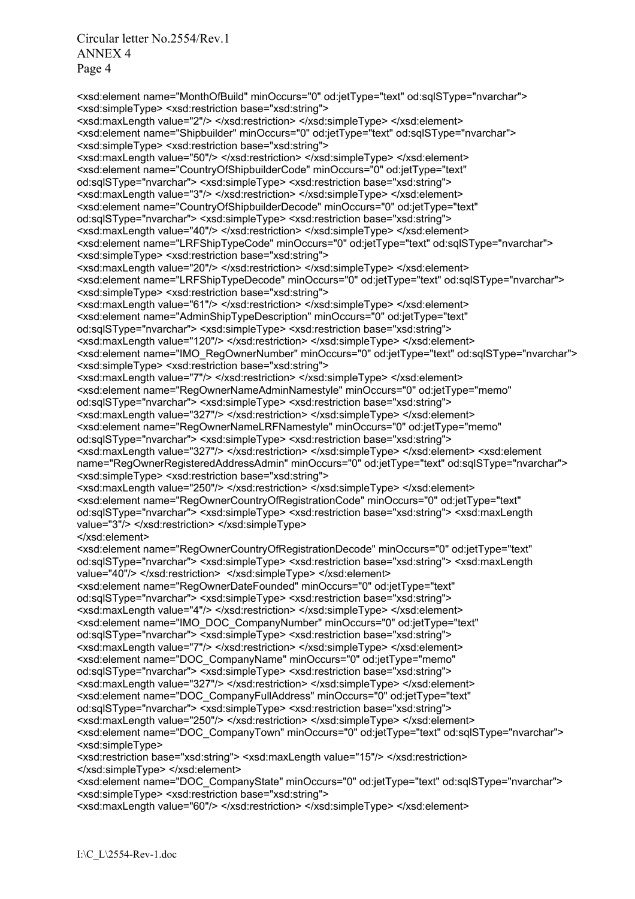```
<xsd:element name="MonthOfBuild" minOccurs="0" od:jetType="text" od:sqlSType="nvarchar">
<xsd:simpleType> <xsd:restriction base="xsd:string">
<xsd:maxLength value="2"/> </xsd:restriction> </xsd:simpleType> </xsd:element>
<xsd:element name="Shipbuilder" minOccurs="0" od:jetType="text" od:sqlSType="nvarchar">
<xsd:simpleType> <xsd:restriction base="xsd:string">
<xsd:maxLength value="50"/> </xsd:restriction> </xsd:simpleType> </xsd:element>
<xsd:element name="CountryOfShipbuilderCode" minOccurs="0" od:jetType="text"
od:sqlSType="nvarchar"> <xsd:simpleType> <xsd:restriction base="xsd:string">
<xsd:maxLength value="3"/> </xsd:restriction> </xsd:simpleType> </xsd:element>
<xsd:element name="CountryOfShipbuilderDecode" minOccurs="0" od:jetType="text"
od:sqlSType="nvarchar"> <xsd:simpleType> <xsd:restriction base="xsd:string">
<xsd:maxLength value="40"/> </xsd:restriction> </xsd:simpleType> </xsd:element>
<xsd:element name="LRFShipTypeCode" minOccurs="0" od:jetType="text" od:sqlSType="nvarchar">
<xsd:simpleType> <xsd:restriction base="xsd:string">
<xsd:maxLength value="20"/> </xsd:restriction> </xsd:simpleType> </xsd:element>
<xsd:element name="LRFShipTypeDecode" minOccurs="0" od:jetType="text" od:sqlSType="nvarchar">
<xsd:simpleType> <xsd:restriction base="xsd:string">
<xsd:maxLength value="61"/> </xsd:restriction> </xsd:simpleType> </xsd:element>
<xsd:element name="AdminShipTypeDescription" minOccurs="0" od:jetType="text"
od:sqlSType="nvarchar"> <xsd:simpleType> <xsd:restriction base="xsd:string">
<xsd:maxLength value="120"/> </xsd:restriction> </xsd:simpleType> </xsd:element>
<xsd:element name="IMO_RegOwnerNumber" minOccurs="0" od:jetType="text" od:sqlSType="nvarchar">
<xsd:simpleType> <xsd:restriction base="xsd:string">
<xsd:maxLength value="7"/> </xsd:restriction> </xsd:simpleType> </xsd:element>
<xsd:element name="RegOwnerNameAdminNamestyle" minOccurs="0" od:jetType="memo"
od:sqlSType="nvarchar"> <xsd:simpleType> <xsd:restriction base="xsd:string">
<xsd:maxLength value="327"/> </xsd:restriction> </xsd:simpleType> </xsd:element>
<xsd:element name="RegOwnerNameLRFNamestyle" minOccurs="0" od:jetType="memo"
od:sqlSType="nvarchar"> <xsd:simpleType> <xsd:restriction base="xsd:string">
<xsd:maxLength value="327"/> </xsd:restriction> </xsd:simpleType> </xsd:element> <xsd:element
name="RegOwnerRegisteredAddressAdmin" minOccurs="0" od:jetType="text" od:sqlSType="nvarchar">
<xsd:simpleType> <xsd:restriction base="xsd:string">
<xsd:maxLength value="250"/> </xsd:restriction> </xsd:simpleType> </xsd:element>
<xsd:element name="RegOwnerCountryOfRegistrationCode" minOccurs="0" od:jetType="text"
od:sqlSType="nvarchar"> <xsd:simpleType> <xsd:restriction base="xsd:string"> <xsd:maxLength
value="3"/> </xsd:restriction> </xsd:simpleType>
</xsd:element>
<xsd:element name="RegOwnerCountryOfRegistrationDecode" minOccurs="0" od:jetType="text"
od:sqlSType="nvarchar"> <xsd:simpleType> <xsd:restriction base="xsd:string"> <xsd:maxLength
value="40"/> </xsd:restriction>  </xsd:simpleType> </xsd:element>
<xsd:element name="RegOwnerDateFounded" minOccurs="0" od:jetType="text"
od:sqlSType="nvarchar"> <xsd:simpleType> <xsd:restriction base="xsd:string">
<xsd:maxLength value="4"/> </xsd:restriction> </xsd:simpleType> </xsd:element>
<xsd:element name="IMO_DOC_CompanyNumber" minOccurs="0" od:jetType="text"
od:sqlSType="nvarchar"> <xsd:simpleType> <xsd:restriction base="xsd:string">
<xsd:maxLength value="7"/> </xsd:restriction> </xsd:simpleType> </xsd:element>
<xsd:element name="DOC_CompanyName" minOccurs="0" od:jetType="memo"
od:sqlSType="nvarchar"> <xsd:simpleType> <xsd:restriction base="xsd:string">
<xsd:maxLength value="327"/> </xsd:restriction> </xsd:simpleType> </xsd:element>
<xsd:element name="DOC_CompanyFullAddress" minOccurs="0" od:jetType="text"
od:sqlSType="nvarchar"> <xsd:simpleType> <xsd:restriction base="xsd:string">
<xsd:maxLength value="250"/> </xsd:restriction> </xsd:simpleType> </xsd:element>
<xsd:element name="DOC_CompanyTown" minOccurs="0" od:jetType="text" od:sqlSType="nvarchar">
<xsd:simpleType>
<xsd:restriction base="xsd:string"> <xsd:maxLength value="15"/> </xsd:restriction>
</xsd:simpleType> </xsd:element>
<xsd:element name="DOC_CompanyState" minOccurs="0" od:jetType="text" od:sqlSType="nvarchar">
<xsd:simpleType> <xsd:restriction base="xsd:string">
<xsd:maxLength value="60"/> </xsd:restriction> </xsd:simpleType> </xsd:element>
```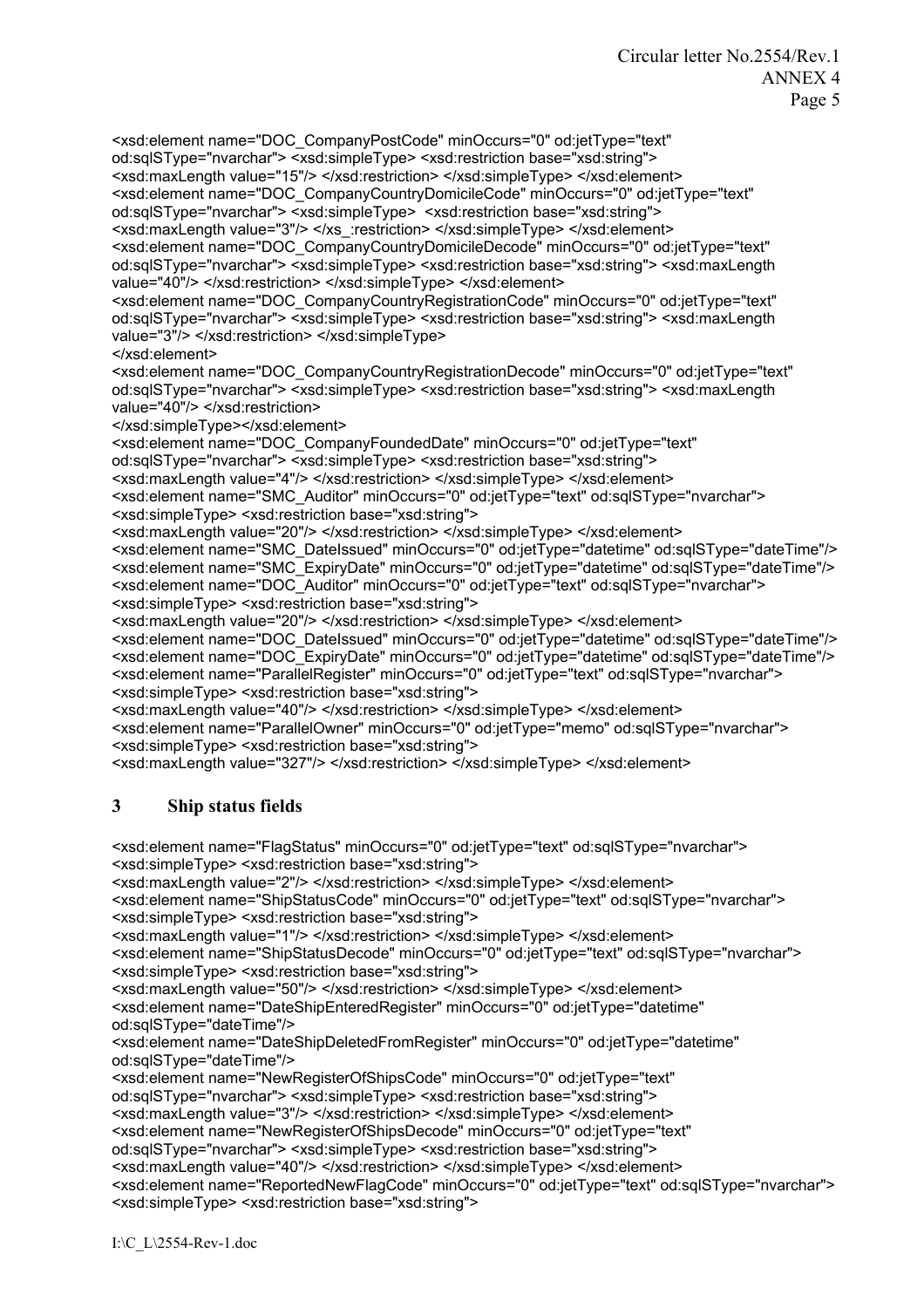```
<xsd:element name="DOC_CompanyPostCode" minOccurs="0" od:jetType="text"
od:sqlSType="nvarchar"> <xsd:simpleType> <xsd:restriction base="xsd:string">
<xsd:maxLength value="15"/> </xsd:restriction> </xsd:simpleType> </xsd:element>
<xsd:element name="DOC_CompanyCountryDomicileCode" minOccurs="0" od:jetType="text"
od:sqlSType="nvarchar"> <xsd:simpleType>  <xsd:restriction base="xsd:string">
<xsd:maxLength value="3"/> </xs_:restriction> </xsd:simpleType> </xsd:element>
<xsd:element name="DOC_CompanyCountryDomicileDecode" minOccurs="0" od:jetType="text"
od:sqlSType="nvarchar"> <xsd:simpleType> <xsd:restriction base="xsd:string"> <xsd:maxLength
value="40"/> </xsd:restriction> </xsd:simpleType> </xsd:element>
<xsd:element name="DOC_CompanyCountryRegistrationCode" minOccurs="0" od:jetType="text"
od:sqlSType="nvarchar"> <xsd:simpleType> <xsd:restriction base="xsd:string"> <xsd:maxLength
value="3"/> </xsd:restriction> </xsd:simpleType>
</xsd:element>
<xsd:element name="DOC_CompanyCountryRegistrationDecode" minOccurs="0" od:jetType="text"
od:sqlSType="nvarchar"> <xsd:simpleType> <xsd:restriction base="xsd:string"> <xsd:maxLength
value="40"/> </xsd:restriction>
</xsd:simpleType></xsd:element>
<xsd:element name="DOC_CompanyFoundedDate" minOccurs="0" od:jetType="text"
od:sqlSType="nvarchar"> <xsd:simpleType> <xsd:restriction base="xsd:string">
<xsd:maxLength value="4"/> </xsd:restriction> </xsd:simpleType> </xsd:element>
<xsd:element name="SMC_Auditor" minOccurs="0" od:jetType="text" od:sqlSType="nvarchar">
<xsd:simpleType> <xsd:restriction base="xsd:string">
<xsd:maxLength value="20"/> </xsd:restriction> </xsd:simpleType> </xsd:element>
<xsd:element name="SMC_DateIssued" minOccurs="0" od:jetType="datetime" od:sqlSType="dateTime"/>
<xsd:element name="SMC_ExpiryDate" minOccurs="0" od:jetType="datetime" od:sqlSType="dateTime"/>
<xsd:element name="DOC_Auditor" minOccurs="0" od:jetType="text" od:sqlSType="nvarchar">
<xsd:simpleType> <xsd:restriction base="xsd:string">
<xsd:maxLength value="20"/> </xsd:restriction> </xsd:simpleType> </xsd:element>
<xsd:element name="DOC_DateIssued" minOccurs="0" od:jetType="datetime" od:sqlSType="dateTime"/>
<xsd:element name="DOC_ExpiryDate" minOccurs="0" od:jetType="datetime" od:sqlSType="dateTime"/>
<xsd:element name="ParallelRegister" minOccurs="0" od:jetType="text" od:sqlSType="nvarchar">
<xsd:simpleType> <xsd:restriction base="xsd:string">
<xsd:maxLength value="40"/> </xsd:restriction> </xsd:simpleType> </xsd:element>
<xsd:element name="ParallelOwner" minOccurs="0" od:jetType="memo" od:sqlSType="nvarchar">
<xsd:simpleType> <xsd:restriction base="xsd:string">
<xsd:maxLength value="327"/> </xsd:restriction> </xsd:simpleType> </xsd:element>
```

## 3 Ship status fields

```
<xsd:element name="FlagStatus" minOccurs="0" od:jetType="text" od:sqlSType="nvarchar">
<xsd:simpleType> <xsd:restriction base="xsd:string">
<xsd:maxLength value="2"/> </xsd:restriction> </xsd:simpleType> </xsd:element>
<xsd:element name="ShipStatusCode" minOccurs="0" od:jetType="text" od:sqlSType="nvarchar">
<xsd:simpleType> <xsd:restriction base="xsd:string">
<xsd:maxLength value="1"/> </xsd:restriction> </xsd:simpleType> </xsd:element>
<xsd:element name="ShipStatusDecode" minOccurs="0" od:jetType="text" od:sqlSType="nvarchar">
<xsd:simpleType> <xsd:restriction base="xsd:string">
<xsd:maxLength value="50"/> </xsd:restriction> </xsd:simpleType> </xsd:element>
<xsd:element name="DateShipEnteredRegister" minOccurs="0" od:jetType="datetime"
od:sqlSType="dateTime"/>
<xsd:element name="DateShipDeletedFromRegister" minOccurs="0" od:jetType="datetime"
od:sqlSType="dateTime"/>
<xsd:element name="NewRegisterOfShipsCode" minOccurs="0" od:jetType="text"
od:sqlSType="nvarchar"> <xsd:simpleType> <xsd:restriction base="xsd:string">
<xsd:maxLength value="3"/> </xsd:restriction> </xsd:simpleType> </xsd:element>
<xsd:element name="NewRegisterOfShipsDecode" minOccurs="0" od:jetType="text"
od:sqlSType="nvarchar"> <xsd:simpleType> <xsd:restriction base="xsd:string">
<xsd:maxLength value="40"/> </xsd:restriction> </xsd:simpleType> </xsd:element>
<xsd:element name="ReportedNewFlagCode" minOccurs="0" od:jetType="text" od:sqlSType="nvarchar">
<xsd:simpleType> <xsd:restriction base="xsd:string">
```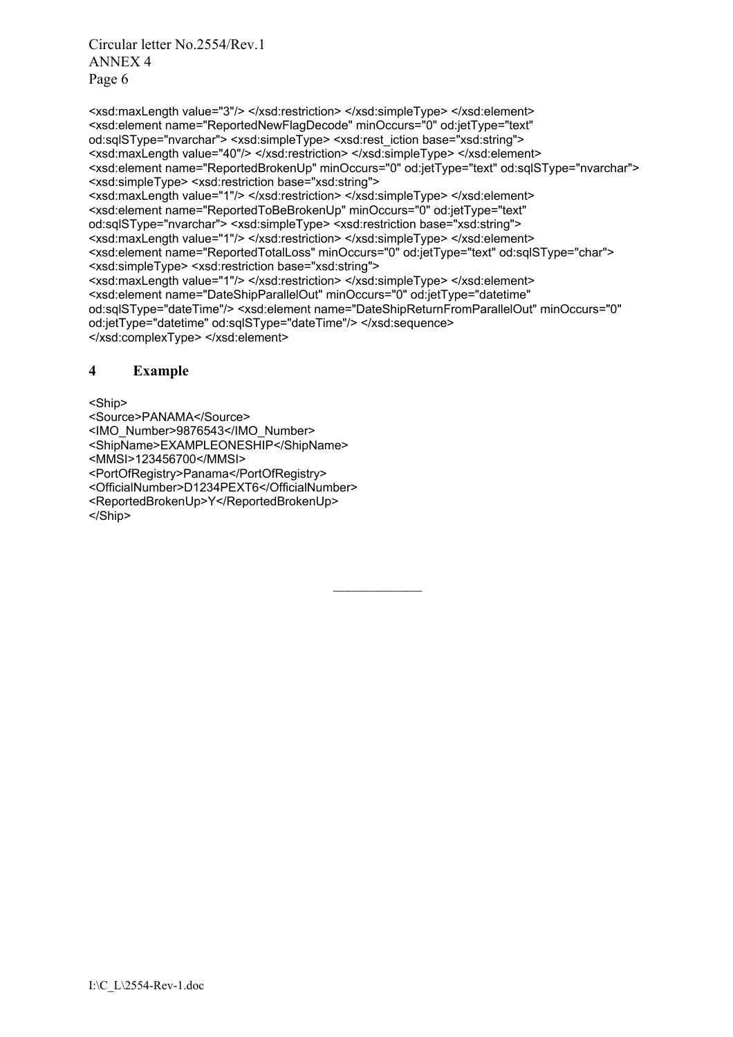```
<xsd:maxLength value="3"/> </xsd:restriction> </xsd:simpleType> </xsd:element>
<xsd:element name="ReportedNewFlagDecode" minOccurs="0" od:jetType="text"
od:sqlSType="nvarchar"> <xsd:simpleType> <xsd:rest_iction base="xsd:string">
<xsd:maxLength value="40"/> </xsd:restriction> </xsd:simpleType> </xsd:element>
<xsd:element name="ReportedBrokenUp" minOccurs="0" od:jetType="text" od:sqlSType="nvarchar">
<xsd:simpleType> <xsd:restriction base="xsd:string">
<xsd:maxLength value="1"/> </xsd:restriction> </xsd:simpleType> </xsd:element>
<xsd:element name="ReportedToBeBrokenUp" minOccurs="0" od:jetType="text"
od:sqlSType="nvarchar"> <xsd:simpleType> <xsd:restriction base="xsd:string">
<xsd:maxLength value="1"/> </xsd:restriction> </xsd:simpleType> </xsd:element>
<xsd:element name="ReportedTotalLoss" minOccurs="0" od:jetType="text" od:sqlSType="char">
<xsd:simpleType> <xsd:restriction base="xsd:string">
<xsd:maxLength value="1"/> </xsd:restriction> </xsd:simpleType> </xsd:element>
<xsd:element name="DateShipParallelOut" minOccurs="0" od:jetType="datetime"
od:sqlSType="dateTime"/> <xsd:element name="DateShipReturnFromParallelOut" minOccurs="0"
od:jetType="datetime" od:sqlSType="dateTime"/> </xsd:sequence>
</xsd:complexType> </xsd:element>
```

## 4 Example

```
<Ship>
<Source>PANAMA</Source>
<IMO_Number>9876543</IMO_Number>
<ShipName>EXAMPLEONESHIP</ShipName>
<MMSI>123456700</MMSI>
<PortOfRegistry>Panama</PortOfRegistry>
<OfficialNumber>D1234PEXT6</OfficialNumber>
<ReportedBrokenUp>Y</ReportedBrokenUp>
</Ship>
```

\_\_\_\_\_\_\_\_\_\_\_